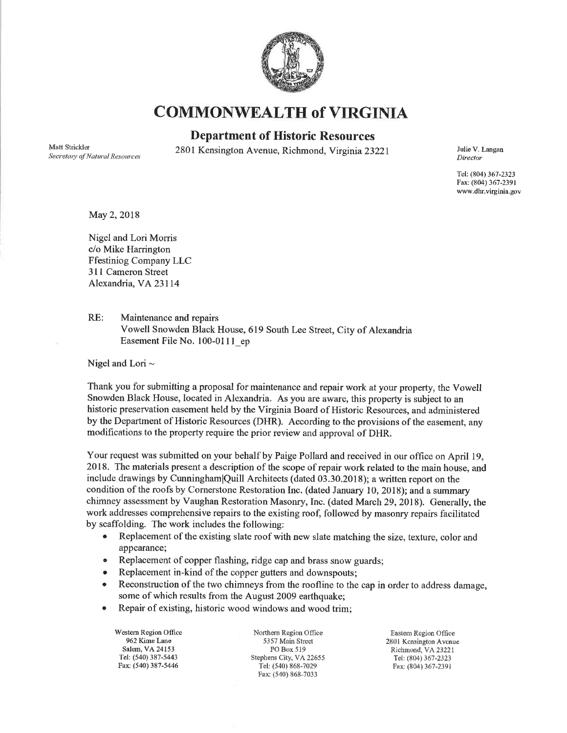# COMMONWEALTH of VIRGINIA

## Department of Historic Resources

Matt Strickler
*Secretary of Natural Resources*

2801 Kensington Avenue, Richmond, Virginia 23221

Julie V. Langan
*Director*

Tel: (804) 367-2323
Fax: (804) 367-2391
www.dhr.virginia.gov

May 2, 2018

Nigel and Lori Morris
c/o Mike Harrington
Ffestiniog Company LLC
311 Cameron Street
Alexandria, VA 23114

RE: Maintenance and repairs
Vowell Snowden Black House, 619 South Lee Street, City of Alexandria
Easement File No. 100-0111_ep

Nigel and Lori ~

Thank you for submitting a proposal for maintenance and repair work at your property, the Vowell Snowden Black House, located in Alexandria. As you are aware, this property is subject to an historic preservation easement held by the Virginia Board of Historic Resources, and administered by the Department of Historic Resources (DHR). According to the provisions of the easement, any modifications to the property require the prior review and approval of DHR.

Your request was submitted on your behalf by Paige Pollard and received in our office on April 19, 2018. The materials present a description of the scope of repair work related to the main house, and include drawings by Cunningham|Quill Architects (dated 03.30.2018); a written report on the condition of the roofs by Cornerstone Restoration Inc. (dated January 10, 2018); and a summary chimney assessment by Vaughan Restoration Masonry, Inc. (dated March 29, 2018). Generally, the work addresses comprehensive repairs to the existing roof, followed by masonry repairs facilitated by scaffolding. The work includes the following:

- Replacement of the existing slate roof with new slate matching the size, texture, color and appearance;
- Replacement of copper flashing, ridge cap and brass snow guards;
- Replacement in-kind of the copper gutters and downspouts;
- Reconstruction of the two chimneys from the roofline to the cap in order to address damage, some of which results from the August 2009 earthquake;
- Repair of existing, historic wood windows and wood trim;

Western Region Office
962 Kime Lane
Salem, VA 24153
Tel: (540) 387-5443
Fax: (540) 387-5446

Northern Region Office
5357 Main Street
PO Box 519
Stephens City, VA 22655
Tel: (540) 868-7029
Fax: (540) 868-7033

Eastern Region Office
2801 Kensington Avenue
Richmond, VA 23221
Tel: (804) 367-2323
Fax: (804) 367-2391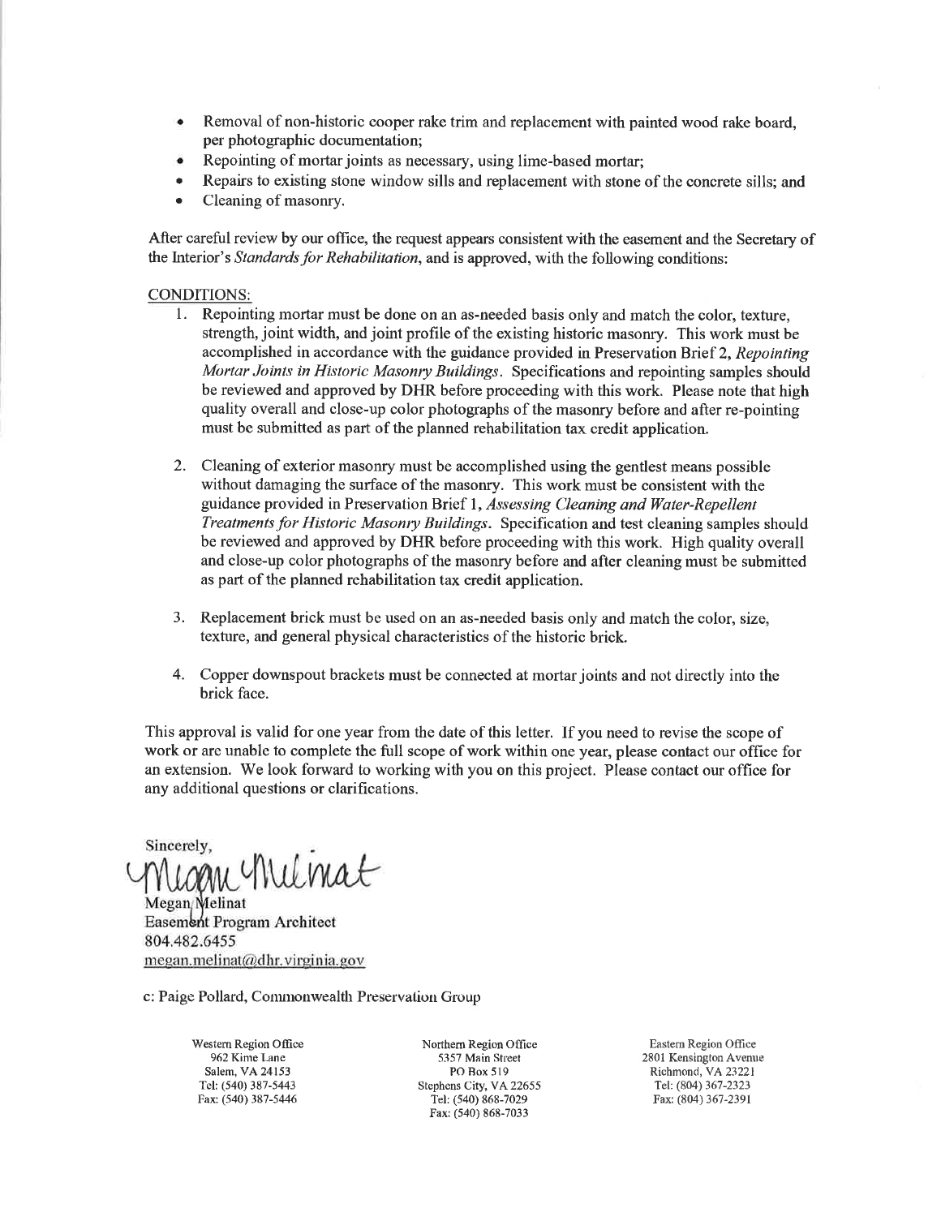- Removal of non-historic cooper rake trim and replacement with painted wood rake board, per photographic documentation;
- Repointing of mortar joints as necessary, using lime-based mortar;
- Repairs to existing stone window sills and replacement with stone of the concrete sills; and
- Cleaning of masonry.

After careful review by our office, the request appears consistent with the easement and the Secretary of the Interior's *Standards for Rehabilitation*, and is approved, with the following conditions:

CONDITIONS:

1. Repointing mortar must be done on an as-needed basis only and match the color, texture, strength, joint width, and joint profile of the existing historic masonry. This work must be accomplished in accordance with the guidance provided in Preservation Brief 2, *Repointing Mortar Joints in Historic Masonry Buildings*. Specifications and repointing samples should be reviewed and approved by DHR before proceeding with this work. Please note that high quality overall and close-up color photographs of the masonry before and after re-pointing must be submitted as part of the planned rehabilitation tax credit application.

2. Cleaning of exterior masonry must be accomplished using the gentlest means possible without damaging the surface of the masonry. This work must be consistent with the guidance provided in Preservation Brief 1, *Assessing Cleaning and Water-Repellent Treatments for Historic Masonry Buildings*. Specification and test cleaning samples should be reviewed and approved by DHR before proceeding with this work. High quality overall and close-up color photographs of the masonry before and after cleaning must be submitted as part of the planned rehabilitation tax credit application.

3. Replacement brick must be used on an as-needed basis only and match the color, size, texture, and general physical characteristics of the historic brick.

4. Copper downspout brackets must be connected at mortar joints and not directly into the brick face.

This approval is valid for one year from the date of this letter. If you need to revise the scope of work or are unable to complete the full scope of work within one year, please contact our office for an extension. We look forward to working with you on this project. Please contact our office for any additional questions or clarifications.

Sincerely,

Megan Melinat
Easement Program Architect
804.482.6455
megan.melinat@dhr.virginia.gov

c: Paige Pollard, Commonwealth Preservation Group

Western Region Office
962 Kime Lane
Salem, VA 24153
Tel: (540) 387-5443
Fax: (540) 387-5446

Northern Region Office
5357 Main Street
PO Box 519
Stephens City, VA 22655
Tel: (540) 868-7029
Fax: (540) 868-7033

Eastern Region Office
2801 Kensington Avenue
Richmond, VA 23221
Tel: (804) 367-2323
Fax: (804) 367-2391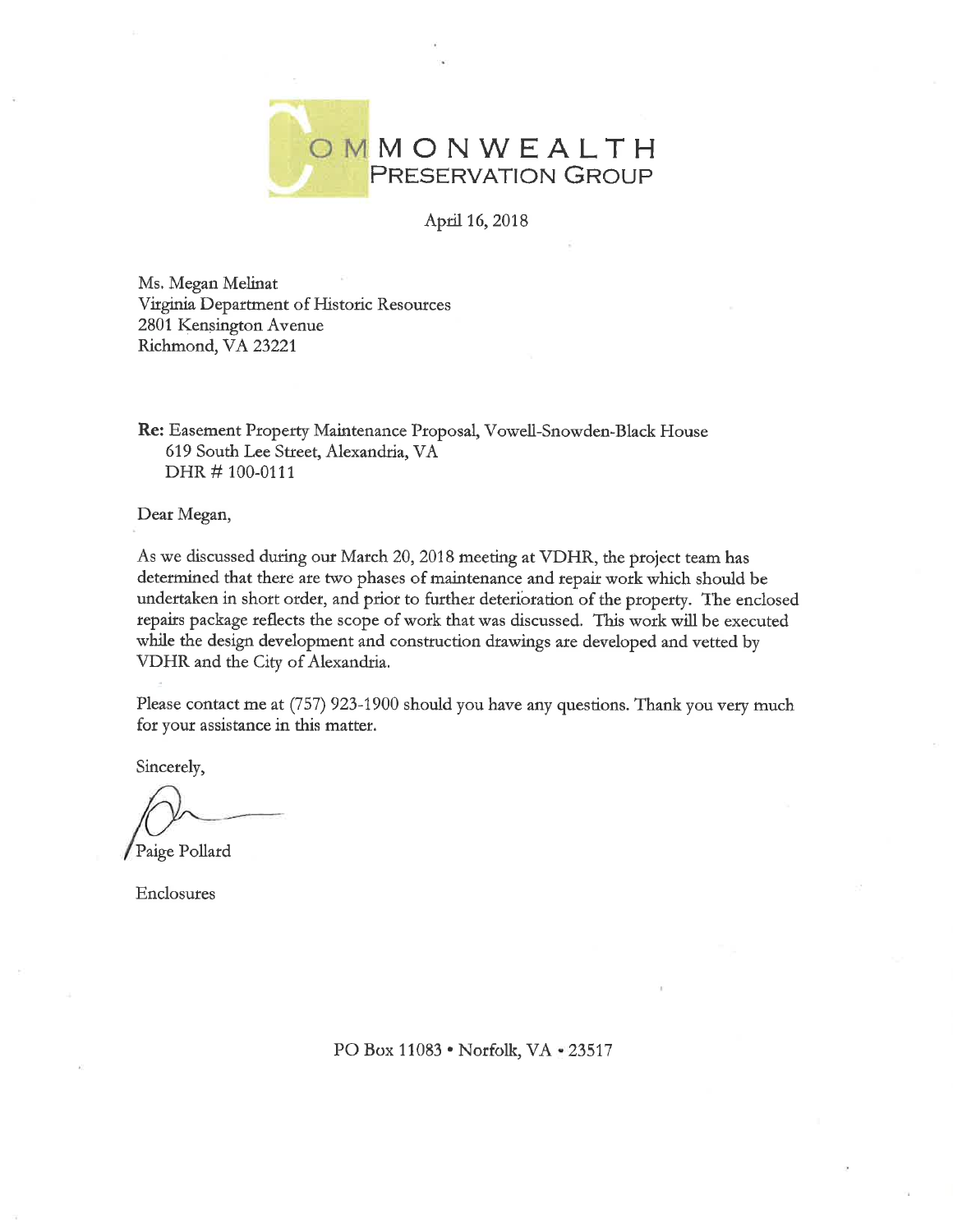# COMMONWEALTH
## PRESERVATION GROUP

April 16, 2018

Ms. Megan Melinat
Virginia Department of Historic Resources
2801 Kensington Avenue
Richmond, VA 23221

**Re:** Easement Property Maintenance Proposal, Vowell-Snowden-Black House
619 South Lee Street, Alexandria, VA
DHR # 100-0111

Dear Megan,

As we discussed during our March 20, 2018 meeting at VDHR, the project team has determined that there are two phases of maintenance and repair work which should be undertaken in short order, and prior to further deterioration of the property. The enclosed repairs package reflects the scope of work that was discussed. This work will be executed while the design development and construction drawings are developed and vetted by VDHR and the City of Alexandria.

Please contact me at (757) 923-1900 should you have any questions. Thank you very much for your assistance in this matter.

Sincerely,

Paige Pollard

Enclosures

PO Box 11083 • Norfolk, VA • 23517